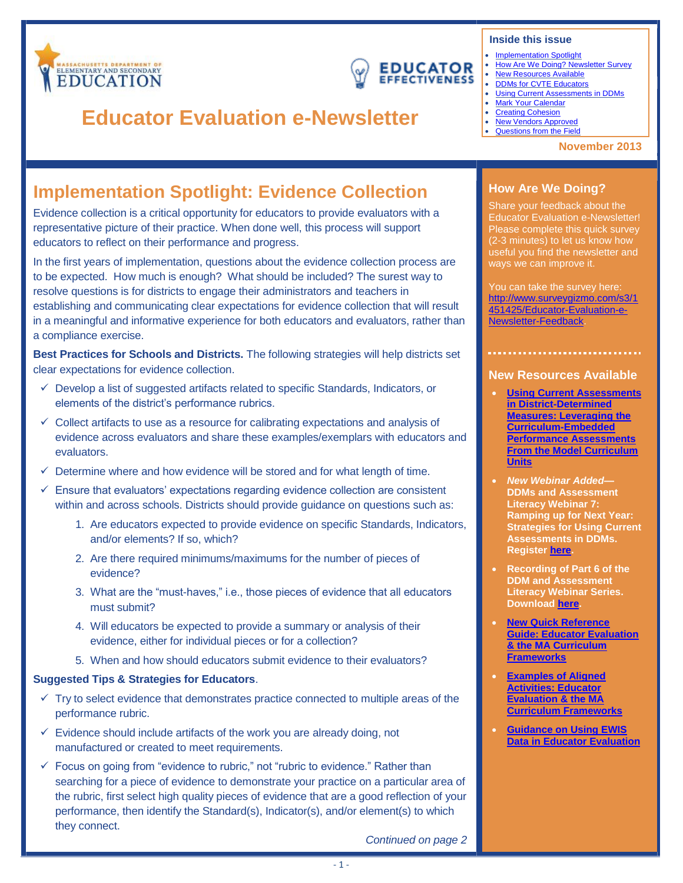# Educator Evaluation e-Newsletter

**Inside this issue**

- Implementation Spotlight
- How Are We Doing? Newsletter Survey
- New Resources Available
- DDMs for CVTE Educators
- Using Current Assessments in DDMs
- Mark Your Calendar
- Creating Cohesion
- New Vendors Approved
- Questions from the Field

November 2013

## Implementation Spotlight: Evidence Collection

Evidence collection is a critical opportunity for educators to provide evaluators with a representative picture of their practice. When done well, this process will support educators to reflect on their performance and progress.

In the first years of implementation, questions about the evidence collection process are to be expected. How much is enough? What should be included? The surest way to resolve questions is for districts to engage their administrators and teachers in establishing and communicating clear expectations for evidence collection that will result in a meaningful and informative experience for both educators and evaluators, rather than a compliance exercise.

**Best Practices for Schools and Districts.** The following strategies will help districts set clear expectations for evidence collection.

- ✓ Develop a list of suggested artifacts related to specific Standards, Indicators, or elements of the district's performance rubrics.
- ✓ Collect artifacts to use as a resource for calibrating expectations and analysis of evidence across evaluators and share these examples/exemplars with educators and evaluators.
- ✓ Determine where and how evidence will be stored and for what length of time.
- ✓ Ensure that evaluators' expectations regarding evidence collection are consistent within and across schools. Districts should provide guidance on questions such as:
    1. Are educators expected to provide evidence on specific Standards, Indicators, and/or elements? If so, which?
    2. Are there required minimums/maximums for the number of pieces of evidence?
    3. What are the "must-haves," i.e., those pieces of evidence that all educators must submit?
    4. Will educators be expected to provide a summary or analysis of their evidence, either for individual pieces or for a collection?
    5. When and how should educators submit evidence to their evaluators?

**Suggested Tips & Strategies for Educators**.

- ✓ Try to select evidence that demonstrates practice connected to multiple areas of the performance rubric.
- ✓ Evidence should include artifacts of the work you are already doing, not manufactured or created to meet requirements.
- ✓ Focus on going from "evidence to rubric," not "rubric to evidence." Rather than searching for a piece of evidence to demonstrate your practice on a particular area of the rubric, first select high quality pieces of evidence that are a good reflection of your performance, then identify the Standard(s), Indicator(s), and/or element(s) to which they connect.

*Continued on page 2*

### How Are We Doing?

Share your feedback about the Educator Evaluation e-Newsletter! Please complete this quick survey (2-3 minutes) to let us know how useful you find the newsletter and ways we can improve it.

You can take the survey here: http://www.surveygizmo.com/s3/1451425/Educator-Evaluation-e-Newsletter-Feedback.

### New Resources Available

- **Using Current Assessments in District-Determined Measures: Leveraging the Curriculum-Embedded Performance Assessments From the Model Curriculum Units**
- ***New Webinar Added—*** **DDMs and Assessment Literacy Webinar 7: Ramping up for Next Year: Strategies for Using Current Assessments in DDMs. Register here.**
- **Recording of Part 6 of the DDM and Assessment Literacy Webinar Series. Download here.**
- **New Quick Reference Guide: Educator Evaluation & the MA Curriculum Frameworks**
- **Examples of Aligned Activities: Educator Evaluation & the MA Curriculum Frameworks**
- **Guidance on Using EWIS Data in Educator Evaluation**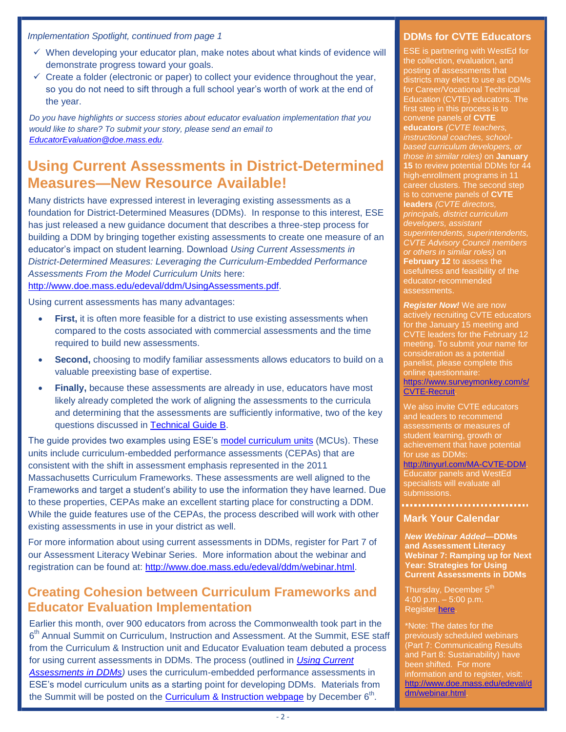*Implementation Spotlight, continued from page 1*

- ✓ When developing your educator plan, make notes about what kinds of evidence will demonstrate progress toward your goals.
- ✓ Create a folder (electronic or paper) to collect your evidence throughout the year, so you do not need to sift through a full school year's worth of work at the end of the year.

*Do you have highlights or success stories about educator evaluation implementation that you would like to share? To submit your story, please send an email to [EducatorEvaluation@doe.mass.edu](mailto:EducatorEvaluation@doe.mass.edu).*

## Using Current Assessments in District-Determined Measures—New Resource Available!

Many districts have expressed interest in leveraging existing assessments as a foundation for District-Determined Measures (DDMs). In response to this interest, ESE has just released a new guidance document that describes a three-step process for building a DDM by bringing together existing assessments to create one measure of an educator's impact on student learning. Download *Using Current Assessments in District-Determined Measures: Leveraging the Curriculum-Embedded Performance Assessments From the Model Curriculum Units* here: http://www.doe.mass.edu/edeval/ddm/UsingAssessments.pdf.

Using current assessments has many advantages:

- **First,** it is often more feasible for a district to use existing assessments when compared to the costs associated with commercial assessments and the time required to build new assessments.
- **Second,** choosing to modify familiar assessments allows educators to build on a valuable preexisting base of expertise.
- **Finally,** because these assessments are already in use, educators have most likely already completed the work of aligning the assessments to the curricula and determining that the assessments are sufficiently informative, two of the key questions discussed in Technical Guide B.

The guide provides two examples using ESE's model curriculum units (MCUs). These units include curriculum-embedded performance assessments (CEPAs) that are consistent with the shift in assessment emphasis represented in the 2011 Massachusetts Curriculum Frameworks. These assessments are well aligned to the Frameworks and target a student's ability to use the information they have learned. Due to these properties, CEPAs make an excellent starting place for constructing a DDM. While the guide features use of the CEPAs, the process described will work with other existing assessments in use in your district as well.

For more information about using current assessments in DDMs, register for Part 7 of our Assessment Literacy Webinar Series. More information about the webinar and registration can be found at: http://www.doe.mass.edu/edeval/ddm/webinar.html.

## Creating Cohesion between Curriculum Frameworks and Educator Evaluation Implementation

Earlier this month, over 900 educators from across the Commonwealth took part in the 6th Annual Summit on Curriculum, Instruction and Assessment. At the Summit, ESE staff from the Curriculum & Instruction unit and Educator Evaluation team debuted a process for using current assessments in DDMs. The process (outlined in *Using Current Assessments in DDMs)* uses the curriculum-embedded performance assessments in ESE's model curriculum units as a starting point for developing DDMs. Materials from the Summit will be posted on the Curriculum & Instruction webpage by December 6th.

### DDMs for CVTE Educators

ESE is partnering with WestEd for the collection, evaluation, and posting of assessments that districts may elect to use as DDMs for Career/Vocational Technical Education (CVTE) educators. The first step in this process is to convene panels of **CVTE educators** *(CVTE teachers, instructional coaches, school-based curriculum developers, or those in similar roles)* on **January 15** to review potential DDMs for 44 high-enrollment programs in 11 career clusters. The second step is to convene panels of **CVTE leaders** *(CVTE directors, principals, district curriculum developers, assistant superintendents, superintendents, CVTE Advisory Council members or others in similar roles)* on **February 12** to assess the usefulness and feasibility of the educator-recommended assessments.

***Register Now!*** We are now actively recruiting CVTE educators for the January 15 meeting and CVTE leaders for the February 12 meeting. To submit your name for consideration as a potential panelist, please complete this online questionnaire: https://www.surveymonkey.com/s/CVTE-Recruit.

We also invite CVTE educators and leaders to recommend assessments or measures of student learning, growth or achievement that have potential for use as DDMs: http://tinyurl.com/MA-CVTE-DDM. Educator panels and WestEd specialists will evaluate all submissions.

### Mark Your Calendar

***New Webinar Added*—DDMs and Assessment Literacy Webinar 7: Ramping up for Next Year: Strategies for Using Current Assessments in DDMs**

Thursday, December 5th
4:00 p.m. – 5:00 p.m.
Register here.

*Note: The dates for the previously scheduled webinars (Part 7: Communicating Results and Part 8: Sustainability) have been shifted. For more information and to register, visit: http://www.doe.mass.edu/edeval/ddm/webinar.html.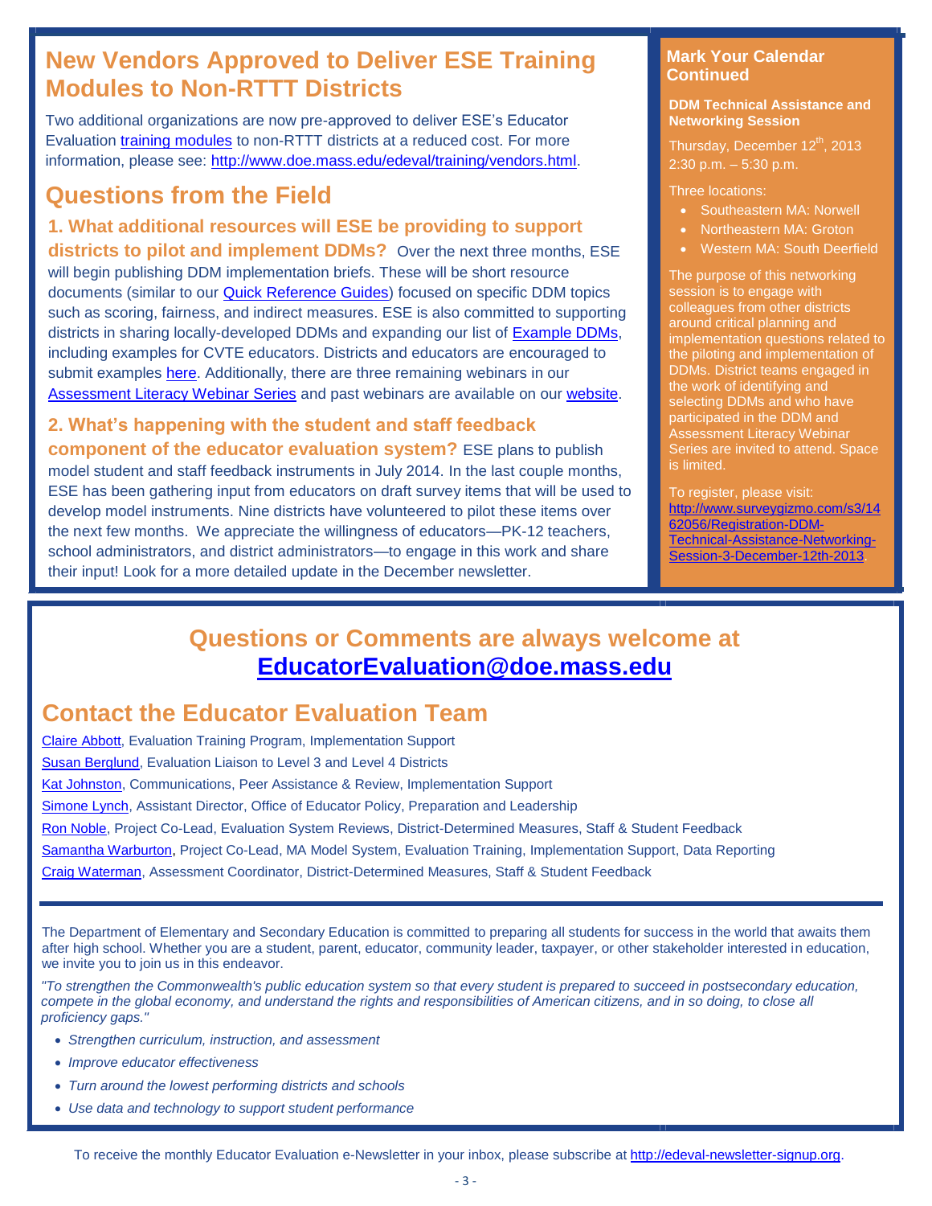## New Vendors Approved to Deliver ESE Training Modules to Non-RTTT Districts

Two additional organizations are now pre-approved to deliver ESE's Educator Evaluation training modules to non-RTTT districts at a reduced cost. For more information, please see: http://www.doe.mass.edu/edeval/training/vendors.html.

## Questions from the Field

**1. What additional resources will ESE be providing to support districts to pilot and implement DDMs?** Over the next three months, ESE will begin publishing DDM implementation briefs. These will be short resource documents (similar to our Quick Reference Guides) focused on specific DDM topics such as scoring, fairness, and indirect measures. ESE is also committed to supporting districts in sharing locally-developed DDMs and expanding our list of Example DDMs, including examples for CVTE educators. Districts and educators are encouraged to submit examples here. Additionally, there are three remaining webinars in our Assessment Literacy Webinar Series and past webinars are available on our website.

**2. What's happening with the student and staff feedback component of the educator evaluation system?** ESE plans to publish model student and staff feedback instruments in July 2014. In the last couple months, ESE has been gathering input from educators on draft survey items that will be used to develop model instruments. Nine districts have volunteered to pilot these items over the next few months. We appreciate the willingness of educators—PK-12 teachers, school administrators, and district administrators—to engage in this work and share their input! Look for a more detailed update in the December newsletter.

## Mark Your Calendar Continued

**DDM Technical Assistance and Networking Session**

Thursday, December 12th, 2013
2:30 p.m. – 5:30 p.m.

Three locations:

- Southeastern MA: Norwell
- Northeastern MA: Groton
- Western MA: South Deerfield

The purpose of this networking session is to engage with colleagues from other districts around critical planning and implementation questions related to the piloting and implementation of DDMs. District teams engaged in the work of identifying and selecting DDMs and who have participated in the DDM and Assessment Literacy Webinar Series are invited to attend. Space is limited.

To register, please visit: http://www.surveygizmo.com/s3/1462056/Registration-DDM-Technical-Assistance-Networking-Session-3-December-12th-2013.

## Questions or Comments are always welcome at EducatorEvaluation@doe.mass.edu

## Contact the Educator Evaluation Team

Claire Abbott, Evaluation Training Program, Implementation Support
Susan Berglund, Evaluation Liaison to Level 3 and Level 4 Districts
Kat Johnston, Communications, Peer Assistance & Review, Implementation Support
Simone Lynch, Assistant Director, Office of Educator Policy, Preparation and Leadership
Ron Noble, Project Co-Lead, Evaluation System Reviews, District-Determined Measures, Staff & Student Feedback
Samantha Warburton, Project Co-Lead, MA Model System, Evaluation Training, Implementation Support, Data Reporting
Craig Waterman, Assessment Coordinator, District-Determined Measures, Staff & Student Feedback

---

The Department of Elementary and Secondary Education is committed to preparing all students for success in the world that awaits them after high school. Whether you are a student, parent, educator, community leader, taxpayer, or other stakeholder interested in education, we invite you to join us in this endeavor.

*"To strengthen the Commonwealth's public education system so that every student is prepared to succeed in postsecondary education, compete in the global economy, and understand the rights and responsibilities of American citizens, and in so doing, to close all proficiency gaps."*

- *Strengthen curriculum, instruction, and assessment*
- *Improve educator effectiveness*
- *Turn around the lowest performing districts and schools*
- *Use data and technology to support student performance*

To receive the monthly Educator Evaluation e-Newsletter in your inbox, please subscribe at http://edeval-newsletter-signup.org.